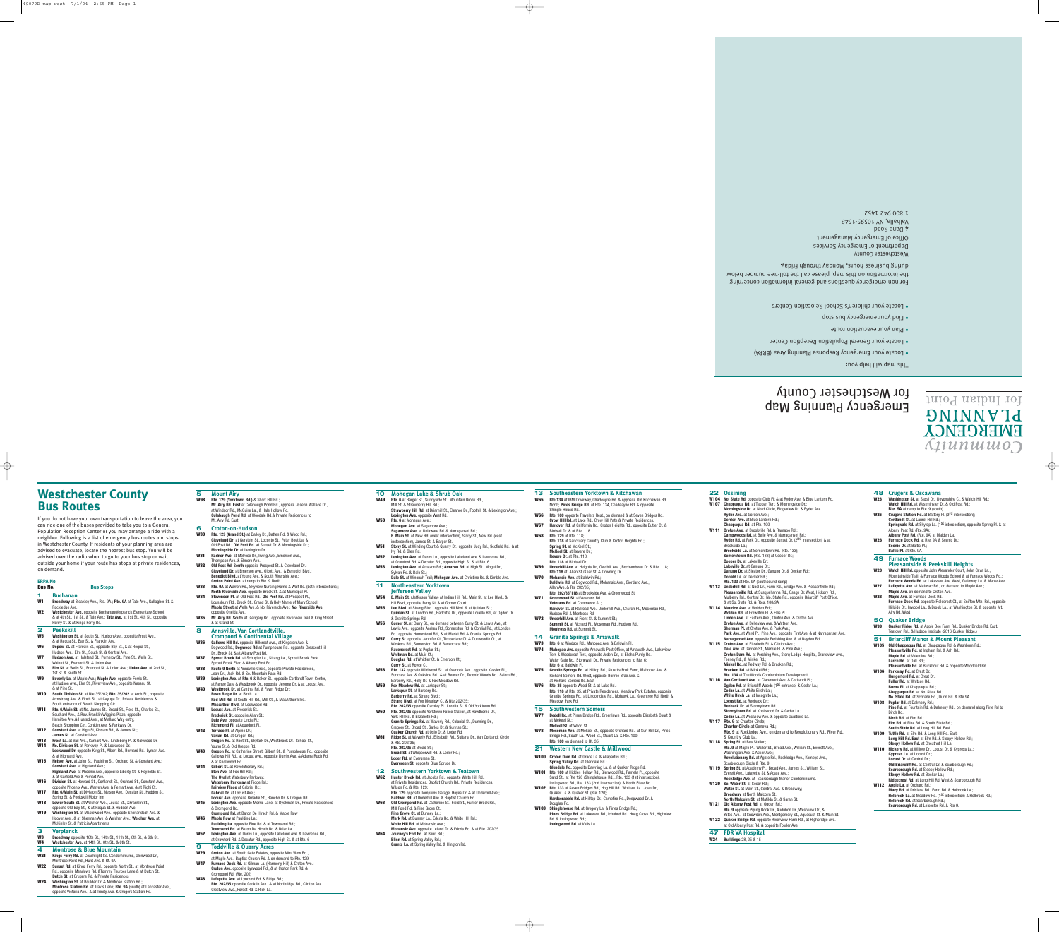# Westchester County Bus Routes

If you do not have your own transportation to leave the area, you can ride one of the buses provided to take you to a General Population Reception Center or you may arrange a ride with a neighbor. Following is a list of emergency bus routes and stops in Westchester County. If residents of your planning area are advised to evacuate, locate the nearest bus stop. You will be advised over the radio when to go to your bus stop or wait outside your home if your route has stops at private residences, on demand.

**ERPA No.**

**Bus No. — Bus Stops**

## 1 Buchanan

**W1** **Broadway** at Bleakley Ave., Rte. 9A; **Rte. 9A** at Tate Ave., Gallagher St. & Rockledge Ave.

**W2** **Westchester Ave.** opposite Buchanan/Verplanck Elementary School, & at 4th St., 1st St., & Tate Ave.; **Tate Ave.** at 1st St., 4th St., opposite Henry St. & at Kings Ferry Rd.

## 2 Peekskill

**W5** **Washington St.** at South St., Hudson Ave., opposite Frost Ave., & at Requa St., Bay St. & Franklin Ave.

**W6** **Depew St.** at Franklin St., opposite Bay St., & at Requa St., Hudson Ave., Elm St., South St. & Central Ave.

**W7** **Hudson Ave.** at Halstead St., Pomeroy St., Pine St., Wells St., Walnut St., Fremont St. & Union Ave.

**W8** **Elm St.** at Wells St., Fremont St. & Union Ave.; **Union Ave.** at 2nd St., 1st St. & South St.

**W9** **Beverly La.** at Maple Ave.; **Maple Ave.** opposite Ferris St., at Hudson Ave., Elm St., Riverview Ave., opposite Nassau St. & at Pine St.

**W10** **South Division St.** at Rte 35/202; **Rte. 35/202** at Arch St., opposite Armstrong Ave. & Finch St., at Cayuga Dr., Private Residences & South entrance of Beach Shopping Ctr.

**W11** **Rte. 6/Main St.** at No. James St., Broad St., Field St., Charles St., Southard Ave., & Rev. Franklin Wiggins Plaza, opposite Hamilton Ave & Husted Ave., at Mallard Way entry, Beach Shopping Ctr., Conklin Ave. & Parkway Dr.

**W12** **Constant Ave.** at High St, Kissam Rd., & James St.; **James St.** at Constant Ave.

**W13** **Frost La.** at Vail Ave., Corhart Ave., Lindeberg Pl. & Oakwood Dr.

**W14** **No. Division St.** at Parkway Pl. & Lockwood Dr.; **Lockwood Dr.** opposite King St., Albert Rd., Bernard Rd., Lyman Ave. & at Highland Ave.

**W15** **Nelson Ave.** at John St., Paulding St., Orchard St. & Constant Ave.; **Constant Ave.** at Highland Ave.; **Highland Ave.** at Phoenix Ave., opposite Liberty St. & Reynolds St., & at Garfield Ave & Pemart Ave.

**W16** **Division St.** at Howard St., Cortlandt St., Orchard St., Constant Ave., opposite Phoenix Ave., Warren Ave. & Pemart Ave. & at Right Ct.

**W17** **Rte. 6/Main St.** at Division St., Nelson Ave., Decatur St., Hadden St., Spring St. & Peekskill Motor Inn

**W18** **Lower South St.** at Welcher Ave., Louisa St., &Franklin St., opposite Old Bay St., & at Requa St. & Hudson Ave.

**W19** **Washington St.** at Maplewood Ave., opposite Shenandoah Ave. & Hoover Ave., & at Sherman Ave. & Welcher Ave.; **Welcher Ave.** at McKinley St. & Patricia Apartments

## 3 Verplanck

**W3** **Broadway** opposite 16th St., 14th St., 11th St., 8th St., & 6th St.

**W4** **Westchester Ave.** at 14th St., 8th St., & 6th St.

## 4 Montrose & Blue Mountain

**W21** **Kings Ferry Rd.** at Coachlight Sq. Condominiums, Glenwood Dr., Montrose Point Rd., Hunt Ave. & Rt. 9A

**W22** **Sunset Rd.** at Kings Ferry Rd., opposite North St., at Montrose Point Rd., opposite Meadows Rd. &Tommy Thurber Lane & at Dutch St.; **Dutch St.** at Crugers Rd. & Private Residences

**W24** **Washington St.** at Boulder Dr. & Montrose Station Rd.; **Montrose Station Rd.** at Travis Lane, **Rte. 9A** (south) at Lancaster Ave., opposite Victoria Ave., & at Trinity Ave. & Crugers Station Rd.

## 5 Mount Airy

**W98** **Rte. 129 (Yorktown Rd.)** & Short Hill Rd.; **Mt. Airy Rd. East** at Colabaugh Pond Rd., opposite Joseph Wallace Dr., at Windsor Rd., McGuire La., & Hale Hollow Rd.; **Colabaugh Pond Rd.** at Woodale Rd & Private Residences to Mt. Airy Rd. East

## 6 Croton-on-Hudson

**W30** **Rte. 129 (Grand St.)** at Dobey Dr., Batten Rd. &Wood Rd.; **Cleveland Dr.** at Geraldine St., Lounsbury Rd., Peter Beet La. & Old Post Rd.; **Old Post Rd.** at Sunset Dr. & Morningside Dr.; **Morningside Dr.** at Lexington Dr.

**W31** **Radnor Ave.** at Melrose Dr., Irving Ave., Emerson Ave., Thompson Ave. & Elmore Ave.

**W32** **Old Post Rd. South** opposite Prospect St. & Cleveland Dr.; **Cleveland Dr.** at Emerson Ave., Olcott Ave., & Benedict Blvd.; **Benedict Blvd.** at Young Ave. & South Riverside Ave.; **Croton Point Ave.** at ramp to Rte. 9 North.

**W33** **Rte. 9A** at Warren Rd., Skyview Nursing Home & Wolf Rd. (both intersections); **North Riverside Ave.** opposite Brook St. & at Municipal Pl.

**W34** **Stevenson Pl.** at Old Post Rd.; **Old Post Rd.** at Prospect Pl., Lounsbury Rd., Brook St., Grand St. & Holy Name of Mary School; **Maple Street** at Wells Ave. & No. Riverside Ave.; **No. Riverside Ave.** opposite Oneida Ave.

**W35** **Mt. Airy Rd. South** at Glengary Rd., opposite Riverview Trail & King Street & at Grand St.

## 8 Annsville, Van Cortlandtville, Crompond & Continental Village

**W36** **Gallows Hill Rd.** opposite Hillcrest Ave., at Kingston Ave. & Dogwood Rd.; **Dogwood Rd.** at Pumphouse Rd., opposite Crescent Hill Dr., Brook St. & at Albany Post Rd.

**W37** **Sprout Brook Rd.** at Schuyler La., Strang La., Sprout Brook Park, Sprout Brook Field & Albany Post Rd.

**W38** **Route 9 North** at Annsville Circle, opposite Private Residences, Jean Dr., Jack Rd. & So. Mountain Pass Rd.

**W39** **Lexington Ave.** at **Rte. 6** & Baker St., opposite Cortlandt Town Center, at Ranee Gate & Westbrook Dr., opposite Jerome Dr. & at Locust Ave.

**W40** **Westbrook Dr.** at Cynthia Rd. & Fawn Ridge Dr.; **Fawn Ridge Dr.** at Birch La.; **Red Mill Rd.** at South Hill Rd., Mill Ct., & MacArthur Blvd.; **MacArthur Blvd.** at Lockwood Rd.

**W41** **Locust Ave.** at Frederick St.; **Frederick St.** opposite Allan St.; **Dale Ave.** opposite Linda Pl.; **Richmond Pl.** at Aqueduct Pl.

**W42** **Terrace Pl.** at Alpine Dr.; **Varian Rd.** at Oregon Rd.; **Oregon Rd.** at Root St., Skyline Dr., Westbrook Dr., School St., Young St. & Old Oregon Rd.

**W43** **Oregon Rd.** at Catherine Street, Gilbert St., & Pumphouse Rd., opposite Gallows Hill Rd., at Locust Ave., opposite Dunn Ave. & Adams Rush Rd. & at Knollwood Rd.

**W44** **Gilbert St.** at Revolutionary Rd.; **Eton Ave.** at Fox Hill Rd.; **The Oval** at Waterbury Parkway; **Waterbury Parkway** at Ridge Rd.; **Fairview Place** at Gabriel Dr.; **Gabriel Dr.** at Locust Ave.; **Locust Ave.** opposite Broadie St., Rancho Dr. & Oregon Rd.

**W45** **Lexington Ave.** opposite Morris Lane, at Dyckman Dr., Private Residences & Crompond Rd.; **Crompond Rd.** at Baron De Hirsch Rd. & Maple Row

**W46** **Maple Row** at Paulding La.; **Paulding La.** opposite Pine Rd. & at Townsend Rd.; **Townsend Rd.** at Baron De Hirsch Rd. & Briar La.

**W52** **Lexington Ave.** at Danes Ln., opposite Lakeland Ave. & Lawrence Rd., at Crawford Rd. & Decatur Rd., opposite High St. & at Rte. 6

## 9 Toddville & Quarry Acres

**W29** **Croton Ave.** at South Gate Estates, opposite Mtn. View Rd., at Maple Ave., Baptist Church Rd. & on demand to Rte. 129

**W47** **Furnace Dock Rd.** at Gilman La. (Harmony Hill) & Croton Ave.; **Croton Ave.** opposite Lynwood Rd., & at Croton Park Rd. & Crompond Rd. (Rte. 202)

**W48** **Lafayette Ave.** at Lyncrest Rd. & Ridge Rd.; **Rte. 202/35** opposite Conklin Ave., & at Northridge Rd., Clinton Ave., Crestview Ave., Forest Rd. & Rick La.

## 10 Mohegan Lake & Shrub Oak

**W49** **Rte. 6** at Bargar St., Sunnyside St., Mountain Brook Rd., Mill St. & Strawberry Hill Rd.; **Strawberry Hill Rd.** at Bramiill St., Eleanor Dr., Foothill St. & Lexington Ave.; **Lexington Ave.** opposite West Rd.

**W50** **Rte. 6** at Mohegan Ave.; **Mohegan Ave.** at Sagamore Ave.; **Sagamore Ave.** at Delaware Rd. & Narragansett Rd.; **E. Main St.** at New Rd. (west intersection), Stony St., New Rd. (east instersection), James St. & Bargar St.

**W51** **Stony St.** at Winding Court & Quarry Dr., opposite Judy Rd., Scofield Rd., & at Ivy Rd. & Glen Rd.

**W52** **Lexington Ave.** at Danes Ln., opposite Lakeland Ave. & Lawrence Rd., at Crawford Rd. & Decatur Rd., opposite High St. & at Rte. 6

**W53** **Lexington Ave.** at Amazon Rd.; **Amazon Rd.** at High St., Mogul Dr., Sylvan Rd. & Dale St.; **Dale St.** at Winnesah Trail; **Mohegan Ave.** at Christine Rd. & Kimble Ave.

## 11 Northeastern Yorktown Jefferson Valley

**W54** **E. Main St.** (Jefferson Valley) at Indian Hill Rd., Main St. at Lee Blvd., & Hill Blvd., opposite Perry St. & at Gomer Court

**W55** **Lee Blvd.** at Strang Blvd., opposite Hill Blvd. & at Quinlan St.; **Quinlan St.** at London Rd., Radcliffe Dr., opposite Louella Rd., at Ogden Dr. & Granite Springs Rd.

**W56** **Gomer St.** at Curry St., on demand between Curry St. & Lewis Ave., at Lewis Ave., opposite Andrea Rd., Somerston Rd. & Cordial Rd., at London Rd., opposite Homestead Rd., & at Mantel Rd. & Granite Springs Rd.

**W57** **Curry St.** opposite Jennifer Ct., Timberlane Ct. & Dunwoodie Ct., at Waskera Rd., Somerston Rd. & Ravencrest Rd.; **Ravencrest Rd.** at Pollard St.; **Whitman Rd.** at Muir Ct.; **Douglas Rd.** at Whittier Ct. & Emerson Ct.; **Curry St.** at Royce Ct.

**W58** **Rte. 132** opposite Wildwood St., at Overlook Ave., opposite Kessler Pl., Suncrest Ave. & Oakside Rd., & at Beaver Dr., Taconic Woods Rd., Salem Rd., Barberry Rd., Holly Dr. & Fox Meadow Rd.

**W59** **Fox Meadow Rd.** at Larkspur St.; **Larkspur St.** at Barberry Rd.; **Barberry Rd.** at Strang Blvd.; **Strang Blvd.** at Fox Meadow Ct & Rte 202/35; **Rte. 202/35** opposite Darnley Pl., Loretta St. & Old Yorktown Rd.

**W60** **Rte. 202/35** opposite Yorktown Police Station, at Hawthorne Dr., York Hill Rd. & Elizabeth Rd.; **Granite Springs Rd.** at Waverly Rd., Colonial St., Dunning Dr., Gregory St., Broad St., Sarles Dr. & Sunrise St.; **Quaker Church Rd.** at Oslo Dr. & Loder Rd.

**W61** **Ridge St.** at Waverly Rd., Elizabeth Rd., Sultana Dr., Van Cortlandt Circle & Rte. 202/35; **Rte. 202/35** at Broad St.; **Broad St.** at Whippoorwill Rd. & Loder Rd.; **Loder Rd.** at Evergreen St.; **Evergreen St.** opposite Blue Spruce Dr.

## 12 Southwestern Yorktown & Teatown

**W62** **Hunter Brook Rd.** at Jacobs Rd., opposite White Hill Rd., at Private Residences, Baptist Church Rd., Private Residences, Wilson Rd. & Rte. 129; **Rte. 129** opposite Tompkins Garage, Hayes Dr. & at Underhill Ave.; **Baldwin Rd.** at Underhill Ave. & Baptist Church Rd.

**W63** **Old Crompond Rd.** at Catherine St., Field St., Hunter Brook Rd., Mill Pond Rd. & Pine Grove Ct.; **Pine Grove Ct.** at Bunney La.; **Mark Rd.** at Bunney La., Edcris Rd. & White Hill Rd.; **White Hill Rd.** at Mohansic Ave.; **Mohansic Ave.** opposite Leland Dr. & Edcris Rd. & at Rte. 202/35

**W64** **Journey's End Rd.** at Blinn Rd.; **Blinn Rd.** at Spring Valley Rd.; **Grants La.** at Spring Valley Rd. & Bington Rd.

## 13 Southeastern Yorktown & Kitchawan

**W65** **Rte.134** at IBM Driveway, Chadeayne Rd. & opposite Old Kitchawan Rd. North; **Pines Bridge Rd.** at Rte. 134, Chadeayne Rd. & opposite Shingle House Rd.

**W66** **Rte. 100** opposite Teatown Rd., on demand & at Seven Bridges Rd.; **Crow Hill Rd.** at Lake Rd., Crow Hill Path & Private Residences.

**W67** **Hanover Rd.** at California Rd., Croton Heights Rd., opposite Butler Ct. & Birdsall Dr. & at Rte. 118

**W68** **Rte. 129** at Rte. 118; **Rte. 118** at Sanctuary Country Club & Croton Heights Rd.; **Spring St.** at McKeel St.; **McKeel St.** at Revere Dr.; **Revere Dr.** at Rte. 118; **Rte. 118** at Birdsall Dr.

**W69** **Underhill Ave.** at Heights Dr., Overhill Ave., Rochambeau Dr. & Rte. 118; **Rte 118** at Allan St./Kear St. & Downing Dr.

**W70** **Mohansic Ave.** at Baldwin Rd.; **Baldwin Rd.** at Dogwood Rd., Mohansic Ave., Giordano Ave., Allan Ave. & Rte 202/35; **Rte. 202/35/118** at Brookside Ave. & Greenwood St.

**W71** **Greenwood St.** at Veterans Rd.; **Veterans Rd.** at Commerce St.; **Hanover St.** at Railroad Ave., Underhill Ave., Church Pl., Moseman Rd., Hudson Rd. & Montrose Rd.

**W72** **Underhill Ave.** at Front St. & Summit St.; **Summit St.** at Richard Pl., Moseman Rd., Hudson Rd.; **Montrose Rd.** at Summit St.

## 14 Granite Springs & Amawalk

**W73** **Rte. 6** at Windsor Rd., Mahopac Ave. & Baldwin Pl.

**W74** **Mahopac Ave.** opposite Amawalk Post Office, at Amawalk Ave., Lakeview Terr. & Woodcrest Terr., opposite Arden Dr., at Elisha Purdy Rd., Water Gate Rd., Stonewall Dr., Private Residences to Rte. 6; **Rte. 6** at Baldwin Pl.

**W75** **Granite Springs Rd.** at Hilltop Rd., Stuart's Fruit Farm, Mahopac Ave. & Richard Somers Rd. West, opposite Bonnie Brae Ave. & at Richard Somers Rd. East

**W76** **Rte. 35** opposite Wood St. & at Lake Rd.; **Rte. 118** at Rte. 35, at Private Residences, Meadow Park Estates, opposite Granite Springs Rd., at Lincolndale Rd., Mohawk La., Greentree Rd. North & Meadow Park Rd.

## 15 Southwestern Somers

**W77** **Bedell Rd.** at Pines Bridge Rd., Greenlawn Rd., opposite Elizabeth Court & at Mekeel St.; **Mekeel St.** at Wood St.

**W78** **Moseman Ave.** at Mekeel St., opposite Orchard Rd., at Sun Hill Dr., Pines Bridge Rd., South La., Wood St., Stuart La. & Rte. 100; **Rte. 100** on demand to Rt. 35

## 21 Western New Castle & Millwood

**W100** **Croton Dam Rd.** at Grace La. & Allapartus Rd.; **Spring Valley Rd.** at Glendale Rd.; **Glendale Rd.** opposite Downing La. & at Quaker Ridge Rd.

**W101** **Rte. 100** at Hidden Hollow Rd., Glenwood Rd., Pamela Pl., opposite Sand St., at Rte 120 (Shinglehouse Rd.), Rte. 133 (1st intersection), Inningwood Rd., Rte. 133 (2nd intersection), & North State Rd.

**W102** **Rte. 133** at Seven Bridges Rd., Hog Hill Rd., Whitlaw La., Joan Dr., Quaker La. & Quaker St. (Rte. 120); **Hardscrabble Rd.** at Hilltop Dr., Campfire Rd., Deepwood Dr. & Douglas Rd.

**W103** **Shinglehouse Rd.** at Gregory La. & Pines Bridge Rd.; **Pines Bridge Rd.** at Lakeview Rd., Ichabod Rd., Hoag Cross Rd., Highview Rd. & Inningwood Rd.; **Inningwood Rd.** at Vails La.

## 22 Ossining

**W104** **No. State Rd.** opposite Club Fit & at Ryder Ave. & Blue Lantern Rd.

**W107** **Chappaqua Rd.** at Tappan Terr. & Morningside Dr.; **Morningside Dr.** at Reed Circle, Ridgeview Dr. & Ryder Ave.; **Ryder Ave.** at Gordon Ave.; **Gordon Ave.** at Blue Lantern Rd.; **Chappaqua Rd.** at Rte. 100

**W111** **Croton Ave.** at Brookville Rd. & Ramapo Rd.; **Campwoods Rd.** at Belle Ave. & Narragansett Rd.; **Ryder Rd.** at Park Dr., opposite Sunset Dr. (2[nd] intersection) & at Brookside La.; **Brookside La.** at Somerstown Rd. (Rte. 133); **Somerstown Rd.** (Rte. 133) at Cooper Dr.; **Cooper Dr.** at Lakeville Dr.; **Lakeville Dr.** at Ganung Dr.; **Ganung Dr.** at Sleator Dr., Ganung Dr. & Decker Rd.; **Donald La.** at Decker Rd.; **Rte. 133** at Rte. 9A (southbound ramp)

**W113** **Underhill Rd.** at Noel Dr., Farm Rd., Elridge Ave. & Pleasantville Rd.; **Pleasantville Rd.** at Susquehanna Rd., Osage Dr. West, Hickory Rd., Mulberry Rd., Central Dr., No. State Rd., opposite Briarcliff Post Office, & at So. State Rd. & Rtes. 100/9A

**W114** **Maurice Ave.** at Walden Rd.; **Walden Rd.** at Ermellon Pl. & Ellis Pl.; **Linden Ave.** at Eastern Ave., Clinton Ave. & Croton Ave.; **Croton Ave.** at Belleview Ave. & Watson Ave.; **Sherman Pl.** at Croton Ave. & Park Ave.; **Park Ave.** at Ward Pl., Pine Ave., opposite First Ave. & at Narragansett Ave.; **Narragansett Ave.** opposite Pershing Ave. & at Bayden Rd.

**W115** **Croton Ave.** at Elizabeth St. & Clinton Ave.; **Dale Ave.** at Garden St., Marble Pl. & Pine Ave.; **Croton Dam Rd.** at Pershing Ave., Stony Lodge Hospital, Grandview Ave., Feeney Rd., & Minkel Rd.; **Minkel Rd.** at Radway Rd. & Bracken Rd.; **Bracken Rd.** at Minkel Rd.; **Rte. 134** at The Woods Condominium Development

**W116** **Van Cortlandt Ave.** at Claremont Ave. & Cortlandt Pl.; **Ogden Rd.** at Briarcliff Woods (1[st] entrance) & Cedar La.; **Cedar La.** at White Birch La.; **White Birch La.** at Incognito La.; **Locust Rd.** at Reeback Dr.; **Reeback Dr.** at Stormytown Rd.; **Stormytown Rd.** at Knollwood Dr. & Cedar La.; **Cedar La.** at Westview Ave. & opposite Gualtiere La.

**W117** **Rte. 9** at Charter Circle; **Charter Circle** at Gemma Rd.; **Rte. 9** at Rockledge Ave., on demand to Revolutionary Rd., River Rd., & Country Club La.

**W118** **Spring St.** at Bus Station; **Rte. 9** at Maple Pl., Waller St., Broad Ave., William St., Everett Ave., Washington Ave. & Acker Ave.; **Revolutionary Rd.** at Apple Rd., Rockledge Ave., Kemeys Ave., Scarborough Circle & Rte. 9

**W119** **Spring St.** at Academy Pl., Broad Ave., James St., William St., Everett Ave., Lafayette St. & Agate Ave.; **Rockledge Ave.** at Scarborough Manor Condominiums.

**W120** **So. Water St.** at Secor Rd.; **Water St.** at Main St., Central Ave. & Broadway; **Broadway** at North Malcolm St.; **North Malcolm St.** at Matilda St. & Sarah St.

**W121** **Old Albany Post Rd.** at Ogden Rd.; **Rte. 9** opposite Piping Rock Dr., Audubon Dr., Westview Dr., & Yates Ave., at Snowden Ave., Montgomery St., Aqueduct St. & Main St.

**W122** **Quaker Bridge Rd.** opposite Riverview Farm Rd., at Highbridge Ave. at Old Albany Post Rd. & opposite Fowler Ave.

## 47 FDR VA Hospital

**W24** **Buildings** 28, 25 & 15

## 48 Crugers & Oscawana

**W23** **Washington St.** at Sassi Dr., Devonshire Ct. & Watch Hill Rd.; **Watch Hill Rd.** at Westminster Dr. & Old Post Rd.; **Rte. 9A** at ramp to Rte. 9 (south)

**W25** **Crugers Station Rd.** at Battery Pl. (3[rd] intersection); **Cortlandt St.** at Laurel Hill Rd.; **Springvale Rd.** at Skytop La. (1[st] intersection), opposite Spring Pl. & at Albany Post Rd. (Rte. 9A); **Albany Post Rd.** (Rte. 9A) at Maiden La.

**W26** **Furnace Dock Rd.** at Rte. 9A & Scenic Dr.; **Scenic Dr.** at Baltic Pl.; **Baltic Pl.** at Rte. 9A

## 49 Furnace Woods Pleasantside & Peekskill Heights

**W20** **Watch Hill Rd.** opposite John Alexander Court, John Cava La., Mountainside Trail, & Furnace Woods School & at Furnace Woods Rd.; **Furnace Woods Rd.** at Lakeview Ave. West, Galloway La. & Maple Ave.

**W27** **Lafayette Ave.** at Mabasac Rd., on demand to Maple Ave.; **Maple Ave.** on demand to Croton Ave.

**W28** **Maple Ave.** at Furnace Dock Rd.; **Furnace Dock Rd.** opposite Fieldcrest Ct., at Sniffen Mtn. Rd., opposite Hillside Dr., Inwood La., & Brook La., at Washington St. & opposite Mt. Airy Rd. West

## 50 Quaker Bridge

**W99** **Quaker Ridge Rd.** at Apple Bee Farm Rd., Quaker Bridge Rd. East, Teatown Rd., & Hudson Institute (2016 Quaker Ridge.)

## 51 Briarcliff Manor & Mount Pleasant

**W105** **Old Chappaqua Rd.** at Chappaqua Rd. & Washburn Rd.; **Pleasantville Rd.** at Ingham Rd. & Ash Rd.; **Maple Rd.** at Valentine Rd.; **Larch Rd.** at Oak Rd.; **Pleasantville Rd.** at Buckhout Rd. & opposite Woodfield Rd.

**W106** **Parkway Rd.** at Crest Dr.; **Hungerford Rd.** at Crest Dr.; **Fuller Rd.** at Windsor Rd.; **Burns Pl.** at Chappaqua Rd.; **Chappaqua Rd.** at No. State Rd.; **No. State Rd.** at Schrade Rd., Dunn Rd. & Rte 9A

**W108** **Poplar Rd.** at Dalmeny Rd.; **Pine Rd.** at Fountain Rd. & Dalmeny Rd., on demand along Pine Rd to Birch Rd.; **Birch Rd.** at Elm Rd.; **Elm Rd.** at Pine Rd. & South State Rd.; **South State Rd.** at Long Hill Rd. East

**W109** **Tuttle Rd.** at Elm Rd. & Long Hill Rd. East; **Long Hill Rd. East** at Elm Rd. & Sleepy Hollow Rd.; **Sleepy Hollow Rd.** at Chestnut Hill La.

**W110** **Hickory Rd.** at Willow Dr., Locust Dr. & Cypress La.; **Cypress La.** at Locust Dr.; **Locust Dr.** at Central Dr.; **Old Briarcliff Rd.** at Central Dr. & Scarborough Rd.; **Scarborough Rd.** at Sleepy Hollow Rd.; **Sleepy Hollow Rd.** at Becker La.; **Ridgecrest Rd.** at Long Hill Rd.West & Scarborough Rd.

**W112** **Apple La.** at Orchard Rd.; **Macy Rd.** at Division Rd., Farm Rd. & Holbrook La.; **Holbrook La.** at Meadow Rd. (1[st] intersection) & Holbrook Rd.; **Holbrook Rd.** at Scarborough Rd.; **Scarborough Rd.** at Leicester Rd. & Rte. 9

# *Community* EMERGENCY PLANNING for Indian Point

# Emergency Planning Map for Westchester County

This map will help you:

- Locate your Emergency Response Planning Area (ERPA)
- Locate your General Population Reception Center
- Plan your evacuation route
- Find your emergency bus stop
- Locate your children's School Relocation Centers

For non-emergency questions and general information concerning the information on this map, please call the toll-free number below during business hours, Monday through Friday.

Westchester County
Department of Emergency Services
Office of Emergency Management
4 Dana Road
Valhalla, NY 10595-1548
1-800-942-1452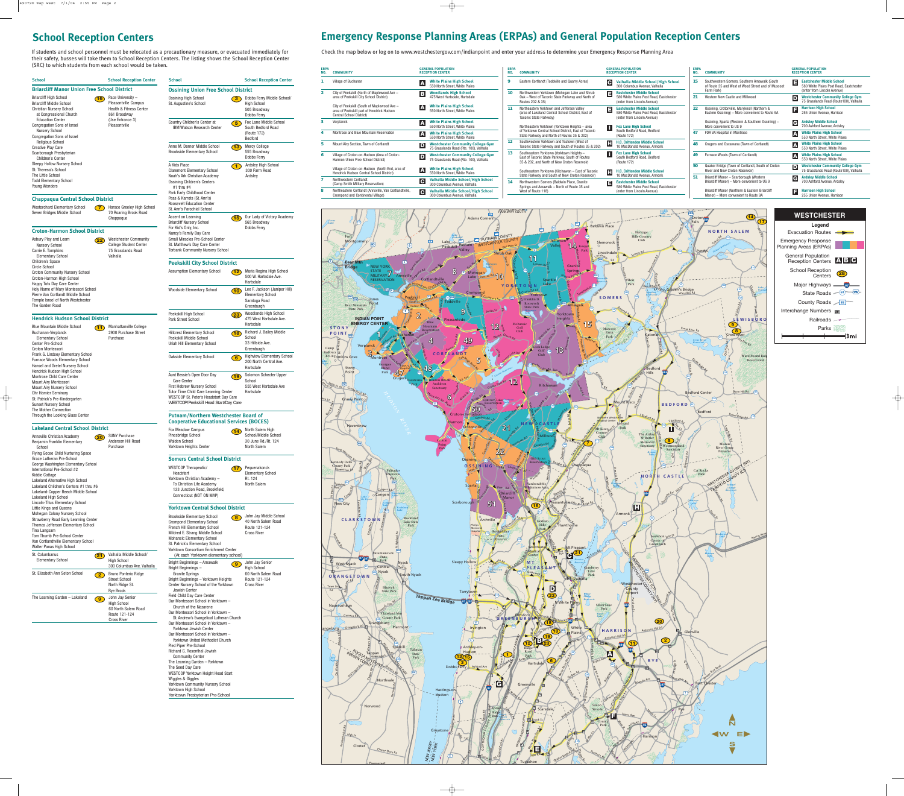# School Reception Centers

If students and school personnel must be relocated as a precautionary measure, or evacuated immediately for their safety, buses will take them to School Reception Centers. The listing shows the School Reception Center (SRC) to which students from each school would be taken.

### Briarcliff Manor Union Free School District

| School | School Reception Center |
|---|---|
| Briarcliff High School<br>Briarcliff Middle School<br>Christian Nursery School at Congressional Church<br>Congregation Sons of Israel Nursery School<br>Congregation Sons of Israel Religious School<br>Creative Play Care<br>Scarborough Presbyterian Children's Center<br>Sleepy Hollow Nursery School<br>St. Theresa's School<br>The Little School<br>Todd Elementary School<br>Young Wonders | 16 Pace University – Pleasantville Campus Health & Fitness Center 861 Broadway (Use Entrance 3) Pleasantville |

### Chappaqua Central School District

| School | School Reception Center |
|---|---|
| Westorchard Elementary School<br>Seven Bridges Middle School | 7 Horace Greeley High School 70 Roaring Brook Road Chappaqua |

### Croton-Harmon School District

| School | School Reception Center |
|---|---|
| Asbury Play and Learn Nursery School<br>Carrie E. Tompkins Elementary School<br>Children's Space<br>Circle School<br>Croton Community Nursery School<br>Croton-Harmon High School<br>Happy Tots Day Care Center<br>Holy Name of Mary Montessori School<br>Pierre Van Cortlandt Middle School<br>Temple Israel of North Westchester<br>The Garden Road | 22 Westchester Community College Student Center 75 Grasslands Road Valhalla |

### Hendrick Hudson School District

| School | School Reception Center |
|---|---|
| Blue Mountain Middle School<br>Buchanan-Verplanck Elementary School<br>Center Pre-School<br>Croton Montessori<br>Frank G. Lindsey Elementary School<br>Furnace Woods Elementary School<br>Hansel and Gretel Nursery School<br>Hendrick Hudson High School<br>Montrose Child Care Center<br>Mount Airy Montessori<br>Mount Airy Nursery School<br>Ohr Hamier Seminary<br>St. Patrick's Pre-Kindergarten<br>Sunset Nursery School<br>The Mother Connection<br>Through the Looking Glass Center | 11 Manhattanville College 2900 Purchase Street Purchase |

### Lakeland Central School District

| School | School Reception Center |
|---|---|
| Annsville Christian Academy<br>Benjamin Franklin Elementary School<br>Flying Goose Child Nurturing Space<br>Grace Lutheran Pre-School<br>George Washington Elementary School<br>International Pre-School #2<br>Kiddie Cottage<br>Lakeland Alternative High School<br>Lakeland Children's Centers #1 thru #6<br>Lakeland-Copper Beech Middle School<br>Lakeland High School<br>Lincoln-Titus Elementary School<br>Little Kings and Queens<br>Mohegan Colony Nursery School<br>Strawberry Road Early Learning Center<br>Thomas Jefferson Elementary School<br>Tina Langsam<br>Tom Thumb Pre-School Center<br>Van Cortlandtville Elementary School<br>Walter Panas High School | 20 SUNY Purchase Anderson Hill Road Purchase |
| St. Columbanus Elementary School | 21 Valhalla Middle School/ High School 300 Columbus Ave. Valhalla |
| St. Elizabeth Ann Seton School | 2 Bruno Ponterio Ridge Street School North Ridge St. Rye Brook |
| The Learning Garden – Lakeland | 9 John Jay Senior High School 60 North Salem Road Route 121-124 Cross River |

### Ossining Union Free School District

| School | School Reception Center |
|---|---|
| Ossining High School<br>St. Augustine's School | 3 Dobbs Ferry Middle School/ High School 505 Broadway Dobbs Ferry |
| Country Children's Center at IBM Watson Research Center | 5 Fox Lane Middle School South Bedford Road (Route 172) Bedford |
| Anne M. Dorner Middle School<br>Brookside Elementary School | 13 Mercy College 555 Broadway Dobbs Ferry |
| A Kids Place<br>Claremont Elementary School<br>Noah's Ark Christian Academy<br>Ossining Children's Centers #1 thru #4<br>Park Early Childhood Center<br>Peas & Karrots (St. Ann's)<br>Roosevelt Education Center<br>St. Ann's Parochial School | 1 Ardsley High School 300 Farm Road Ardsley |
| Accent on Learning<br>Briarcliff Nursery School<br>For Kid's Only, Inc.<br>Nancy's Family Day Care<br>Small Miracles Pre-School Center<br>St. Matthew's Day Care Center<br>Torbank Community Nursery School | 15 Our Lady of Victory Academy 565 Broadway Dobbs Ferry |

### Peekskill City School District

| School | School Reception Center |
|---|---|
| Assumption Elementary School | 12 Maria Regina High School 500 W. Hartsdale Ave. Hartsdale |
| Woodside Elementary School | 10 Lee F. Jackson (Juniper Hill) Elementary School Saratoga Road Greenburgh |
| Peekskill High School<br>Park Street School | 23 Woodlands High School 475 West Hartsdale Ave. Hartsdale |
| Hillcrest Elementary School<br>Peekskill Middle School<br>Uriah Hill Elementary School | 18 Richard J. Bailey Middle School 33 Hillside Ave. Greenburgh |
| Oakside Elementary School | 6 Highview Elementary School 200 North Central Ave. Hartsdale |
| Aunt Bessie's Open Door Day Care Center<br>First Hebrew Nursery School<br>Tutor Time Child Care Learning Center<br>WESTCOP St. Peter's Headstart Day Care<br>WESTCOP/Peekskill Head Start/Day Care | 19 Solomon Schecter Upper School 555 West Hartsdale Ave Hartsdale |

### Putnam/Northern Westchester Board of Cooperative Educational Services (BOCES)

| School | School Reception Center |
|---|---|
| Fox Meadow Campus<br>Pinesbridge School<br>Walden School<br>Yorktown Heights Center | 14 North Salem High School/Middle School 30 June Rd./Rt. 124 North Salem |

### Somers Central School District

| School | School Reception Center |
|---|---|
| WESTCOP Therapeutic/ Headstart<br>Yorktown Christian Academy – To Christian Life Academy 133 Junction Road, Brookfield, Connecticut (NOT ON MAP) | 17 Pequenakonck Elementary School Rt. 124 North Salem |

### Yorktown Central School District

| School | School Reception Center |
|---|---|
| Brookside Elementary School<br>Crompond Elementary School<br>French Hill Elementary School<br>Mildred E. Strang Middle School<br>Mohansic Elementary School<br>St. Patrick's Elementary School<br>Yorktown Consortium Enrichment Center (At each Yorktown elementary school) | 8 John Jay Middle School 40 North Salem Road Route 121-124 Cross River |
| Bright Beginnings – Amawalk<br>Bright Beginnings – Granite Springs<br>Bright Beginnings – Yorktown Heights<br>Center Nursery School of the Yorktown Jewish Center<br>Field Child Day Care Center<br>Our Montessori School in Yorktown – Church of the Nazarene<br>Our Montessori School in Yorktown – St. Andrew's Evangelical Lutheran Church<br>Our Montessori School in Yorktown – Yorktown Jewish Center<br>Our Montessori School in Yorktown – Yorktown United Methodist Church<br>Pied Piper Pre-School<br>Richard G. Rosenthal Jewish Community Center<br>The Learning Garden – Yorktown<br>The Seed Day Care<br>WESTCOP Yorktown Height Head Start<br>Wiggles & Giggles<br>Yorktown Community Nursery School<br>Yorktown High School<br>Yorktown Presbyterian Pre-School | 9 John Jay Senior High School 60 North Salem Road Route 121-124 Cross River |

# Emergency Response Planning Areas (ERPAs) and General Population Reception Centers

Check the map below or log on to www.westchestergov.com/indianpoint and enter your address to determine your Emergency Response Planning Area

| ERPA No. | Community | General Population Reception Center |
|---|---|---|
| 1 | Village of Buchanan | A White Plains High School, 550 North Street, White Plains |
| 2 | City of Peekskill (North of Maplewood Ave – area of Peekskill City School District) | B Woodlands High School, 475 West Hartsdale Ave., Hartsdale |
| 2 | City of Peekskill (South of Maplewood Ave – area of Peekskill (South of Hendrick Hudson Central School District) | A White Plains High School, 550 North Street, White Plains |
| 3 | Verplanck | A White Plains High School, 550 North Street, White Plains |
| 4 | Montrose and Blue Mountain Reservation | A White Plains High School, 550 North Street, White Plains |
| 5 | Mount Airy Section, Town of Cortlandt | D Westchester Community College Gym, 75 Grasslands Road (Rte. 100), Valhalla |
| 6 | Village of Croton-on-Hudson (Area of Croton-Harmon Union Free School District) | D Westchester Community College Gym, 75 Grasslands Road (Rte. 100), Valhalla |
| 6 | Village of Croton-on-Hudson (North End, area of Hendrick Hudson Central School District) | A White Plains High School, 550 North Street, White Plains |
| 7 | Northwestern Cortlandt (Camp Smith Military Reservation) | C Valhalla Middle School/High School, 300 Columbus Avenue, Valhalla |
| 8 | Northeastern Cortlandt (Annsville, Van Cortlandtville, Crompond and Continental Village) | C Valhalla Middle School/High School, 300 Columbus Avenue, Valhalla |
| 9 | Eastern Cortlandt (Toddville and Quarry Acres) | C Valhalla Middle School/High School, 300 Columbus Avenue, Valhalla |
| 10 | Northwestern Yorktown (Mohegan Lake and Shrub Oak – West of Taconic State Parkway and North of Routes 202 & 35) | E Eastchester Middle School, 580 White Plains Post Road, Eastchester (enter from Lincoln Avenue) |
| 11 | Northeastern Yorktown and Jefferson Valley (area of Lakeland Central School District, East of Taconic State Parkway) | E Eastchester Middle School, 580 White Plains Post Road, Eastchester (enter from Lincoln Avenue) |
| 11 | Northeastern Yorktown (Yorktown Heights – area of Yorktown Central School District, East of Taconic State Parkway and North of Routes 35 & 202) | I Fox Lane High School, South Bedford Road, Bedford (Route 172) |
| 12 | Southwestern Yorktown and Teatown (West of Taconic State Parkway and South of Routes 35 & 202) | H H.C. Crittenden Middle School, 10 MacDonald Avenue, Armonk |
| 13 | Southeastern Yorktown (Yorktown Heights – East of Taconic State Parkway, South of Routes 35 & 202, and North of Croton Reservoir) | I Fox Lane High School, South Bedford Road, Bedford (Route 172) |
| 13 | Southeastern Yorktown (Kitchawan – East of Taconic State Parkway and South of Croton Reservoir) | H H.C. Crittenden Middle School, 10 MacDonald Avenue, Armonk |
| 14 | Northwestern Somers (Baldwin Place, Granite Springs and Amawalk – North of Route 35 and West of Route 118) | E Eastchester Middle School, 580 White Plains Post Road, Eastchester (enter from Lincoln Avenue) |
| 15 | Southwestern Somers, Southern Amawalk (South of Route 35 and West of Wood Street and of Muscoot Farm Park) | E Eastchester Middle School, 580 White Plains Post Road, Eastchester (enter from Lincoln Avenue) |
| 21 | Western New Castle and Millwood | D Westchester Community College Gym, 75 Grasslands Road (Route100), Valhalla |
| 22 | Ossining, Crotonville, Maryknoll (Northern & Eastern Ossining) – More convenient to Route 9A | F Harrison High School, 255 Union Avenue, Harrison |
| 22 | Ossining, Sparta (Western & Southern Ossining) – More convenient to US 9 | G Ardsley Middle School, 700 Ashford Avenue, Ardsley |
| 47 | FDR VA Hospital in Montrose | A White Plains High School, 550 North Street, White Plains |
| 48 | Crugers and Oscawana (Town of Cortlandt) | A White Plains High School, 550 North Street, White Plains |
| 49 | Furnace Woods (Town of Cortlandt) | A White Plains High School, 550 North Street, White Plains |
| 50 | Quaker Bridge (Town of Cortlandt; South of Croton River and New Croton Reservoir) | D Westchester Community College Gym, 75 Grasslands Road (Route100), Valhalla |
| 51 | Briarcliff Manor – Scarborough (Western Briarcliff Manor) – More convenient to US 9 | G Ardsley Middle School, 700 Ashford Avenue, Ardsley |
| 51 | Briarcliff Manor (Northern & Eastern Briarcliff Manor) – More convenient to Route 9A | F Harrison High School, 255 Union Avenue, Harrison |

WESTCHESTER

Legend

Evacuation Routes

Emergency Response Planning Areas (ERPAs)

General Population Reception Centers A B C

School Reception Centers 23

Major Highways

State Roads

County Roads

Interchange Numbers

Railroads

Parks

3 mi